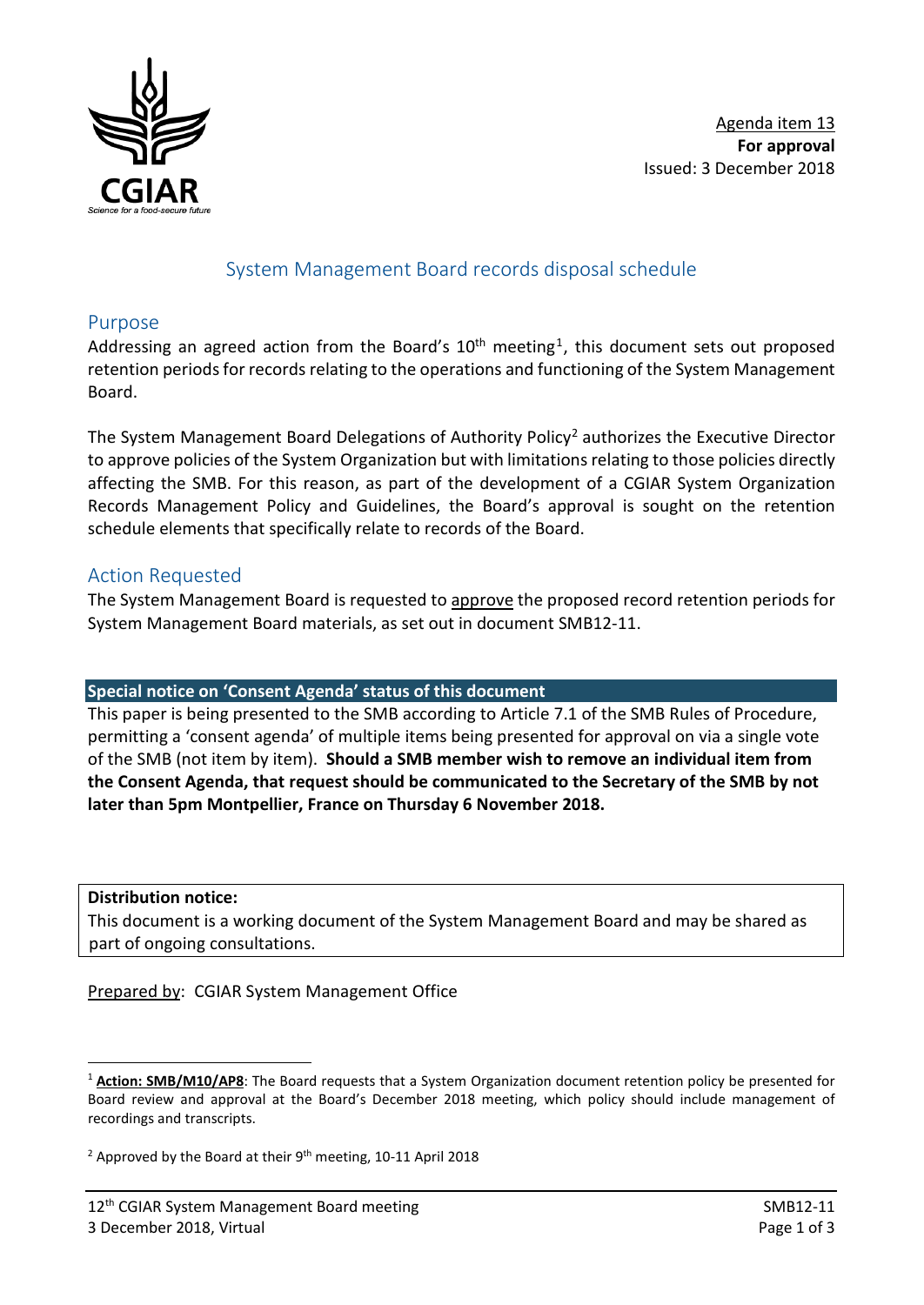Agenda item 13
**For approval**
Issued: 3 December 2018

# System Management Board records disposal schedule

## Purpose

Addressing an agreed action from the Board's 10th meeting[1], this document sets out proposed retention periods for records relating to the operations and functioning of the System Management Board.

The System Management Board Delegations of Authority Policy[2] authorizes the Executive Director to approve policies of the System Organization but with limitations relating to those policies directly affecting the SMB. For this reason, as part of the development of a CGIAR System Organization Records Management Policy and Guidelines, the Board's approval is sought on the retention schedule elements that specifically relate to records of the Board.

## Action Requested

The System Management Board is requested to approve the proposed record retention periods for System Management Board materials, as set out in document SMB12-11.

**Special notice on 'Consent Agenda' status of this document**

This paper is being presented to the SMB according to Article 7.1 of the SMB Rules of Procedure, permitting a 'consent agenda' of multiple items being presented for approval on via a single vote of the SMB (not item by item). **Should a SMB member wish to remove an individual item from the Consent Agenda, that request should be communicated to the Secretary of the SMB by not later than 5pm Montpellier, France on Thursday 6 November 2018.**

**Distribution notice:**
This document is a working document of the System Management Board and may be shared as part of ongoing consultations.

Prepared by: CGIAR System Management Office

---

[1] **Action: SMB/M10/AP8**: The Board requests that a System Organization document retention policy be presented for Board review and approval at the Board's December 2018 meeting, which policy should include management of recordings and transcripts.

[2] Approved by the Board at their 9th meeting, 10-11 April 2018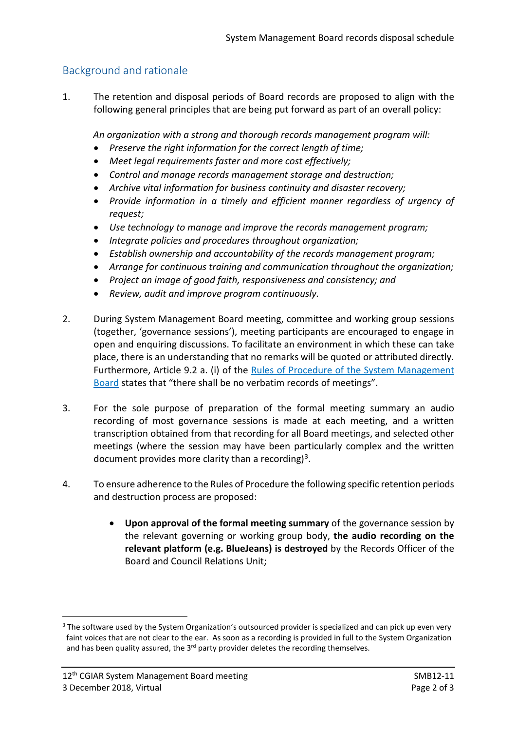## Background and rationale

1. The retention and disposal periods of Board records are proposed to align with the following general principles that are being put forward as part of an overall policy:

   *An organization with a strong and thorough records management program will:*

   - *Preserve the right information for the correct length of time;*
   - *Meet legal requirements faster and more cost effectively;*
   - *Control and manage records management storage and destruction;*
   - *Archive vital information for business continuity and disaster recovery;*
   - *Provide information in a timely and efficient manner regardless of urgency of request;*
   - *Use technology to manage and improve the records management program;*
   - *Integrate policies and procedures throughout organization;*
   - *Establish ownership and accountability of the records management program;*
   - *Arrange for continuous training and communication throughout the organization;*
   - *Project an image of good faith, responsiveness and consistency; and*
   - *Review, audit and improve program continuously.*

2. During System Management Board meeting, committee and working group sessions (together, 'governance sessions'), meeting participants are encouraged to engage in open and enquiring discussions. To facilitate an environment in which these can take place, there is an understanding that no remarks will be quoted or attributed directly. Furthermore, Article 9.2 a. (i) of the Rules of Procedure of the System Management Board states that "there shall be no verbatim records of meetings".

3. For the sole purpose of preparation of the formal meeting summary an audio recording of most governance sessions is made at each meeting, and a written transcription obtained from that recording for all Board meetings, and selected other meetings (where the session may have been particularly complex and the written document provides more clarity than a recording)[3].

4. To ensure adherence to the Rules of Procedure the following specific retention periods and destruction process are proposed:

   - **Upon approval of the formal meeting summary** of the governance session by the relevant governing or working group body, **the audio recording on the relevant platform (e.g. BlueJeans) is destroyed** by the Records Officer of the Board and Council Relations Unit;

---

[3] The software used by the System Organization's outsourced provider is specialized and can pick up even very faint voices that are not clear to the ear. As soon as a recording is provided in full to the System Organization and has been quality assured, the 3rd party provider deletes the recording themselves.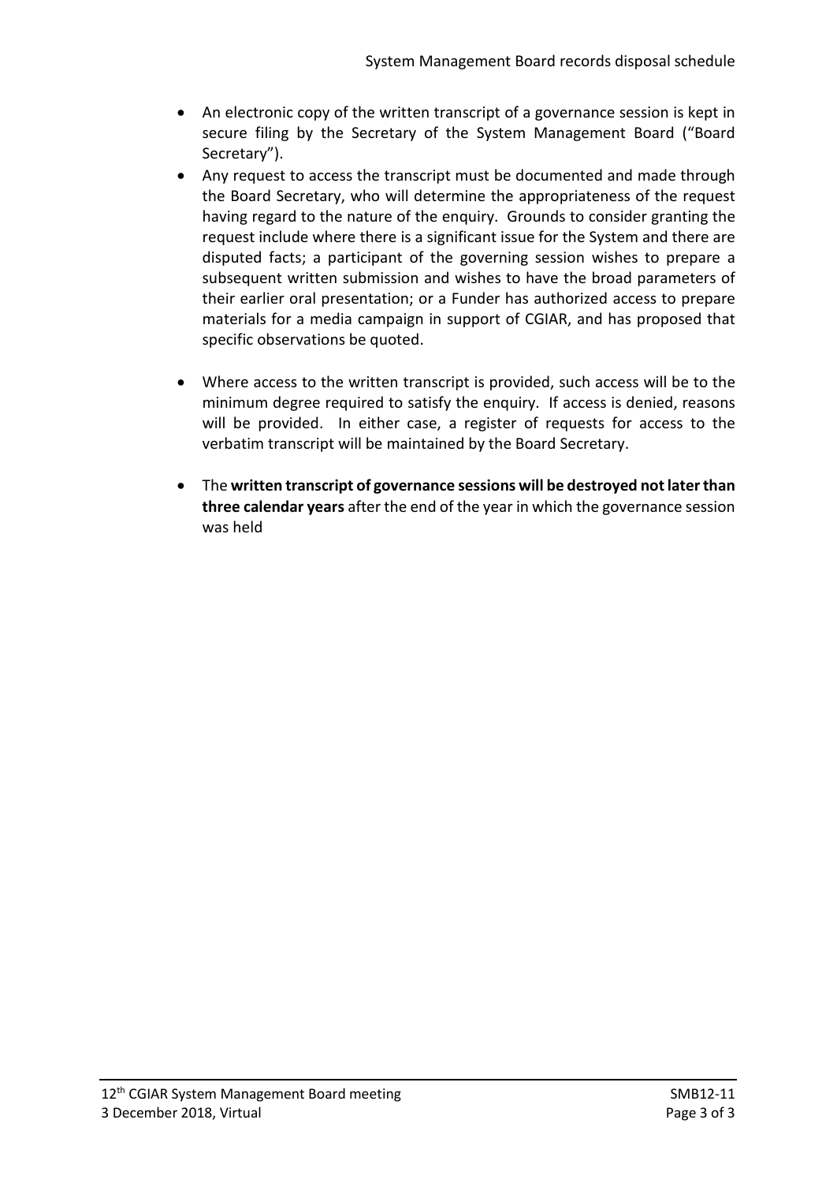- An electronic copy of the written transcript of a governance session is kept in secure filing by the Secretary of the System Management Board ("Board Secretary").
- Any request to access the transcript must be documented and made through the Board Secretary, who will determine the appropriateness of the request having regard to the nature of the enquiry. Grounds to consider granting the request include where there is a significant issue for the System and there are disputed facts; a participant of the governing session wishes to prepare a subsequent written submission and wishes to have the broad parameters of their earlier oral presentation; or a Funder has authorized access to prepare materials for a media campaign in support of CGIAR, and has proposed that specific observations be quoted.

- Where access to the written transcript is provided, such access will be to the minimum degree required to satisfy the enquiry. If access is denied, reasons will be provided. In either case, a register of requests for access to the verbatim transcript will be maintained by the Board Secretary.

- The **written transcript of governance sessions will be destroyed not later than three calendar years** after the end of the year in which the governance session was held